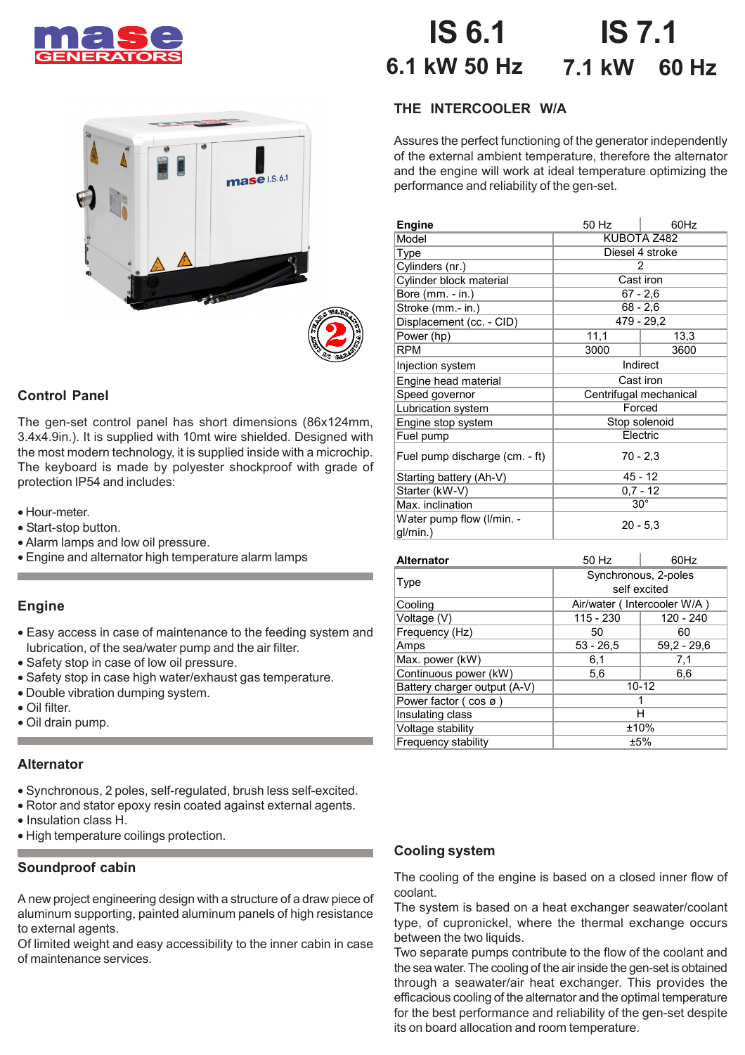# IS 6.1 — 6.1 kW 50 Hz

# IS 7.1 — 7.1 kW 60 Hz

## THE INTERCOOLER W/A

Assures the perfect functioning of the generator independently of the external ambient temperature, therefore the alternator and the engine will work at ideal temperature optimizing the performance and reliability of the gen-set.

| Engine | 50 Hz | 60Hz |
|---|---|---|
| Model | KUBOTA Z482 | |
| Type | Diesel 4 stroke | |
| Cylinders (nr.) | 2 | |
| Cylinder block material | Cast iron | |
| Bore (mm. - in.) | 67 - 2,6 | |
| Stroke (mm.- in.) | 68 - 2,6 | |
| Displacement (cc. - CID) | 479 - 29,2 | |
| Power (hp) | 11,1 | 13,3 |
| RPM | 3000 | 3600 |
| Injection system | Indirect | |
| Engine head material | Cast iron | |
| Speed governor | Centrifugal mechanical | |
| Lubrication system | Forced | |
| Engine stop system | Stop solenoid | |
| Fuel pump | Electric | |
| Fuel pump discharge (cm. - ft) | 70 - 2,3 | |
| Starting battery (Ah-V) | 45 - 12 | |
| Starter (kW-V) | 0,7 - 12 | |
| Max. inclination | 30° | |
| Water pump flow (l/min. - gl/min.) | 20 - 5,3 | |

| Alternator | 50 Hz | 60Hz |
|---|---|---|
| Type | Synchronous, 2-poles self excited | |
| Cooling | Air/water ( Intercooler W/A ) | |
| Voltage (V) | 115 - 230 | 120 - 240 |
| Frequency (Hz) | 50 | 60 |
| Amps | 53 - 26,5 | 59,2 - 29,6 |
| Max. power (kW) | 6,1 | 7,1 |
| Continuous power (kW) | 5,6 | 6,6 |
| Battery charger output (A-V) | 10-12 | |
| Power factor ( cos ø ) | 1 | |
| Insulating class | H | |
| Voltage stability | ±10% | |
| Frequency stability | ±5% | |

## Control Panel

The gen-set control panel has short dimensions (86x124mm, 3.4x4.9in.). It is supplied with 10mt wire shielded. Designed with the most modern technology, it is supplied inside with a microchip. The keyboard is made by polyester shockproof with grade of protection IP54 and includes:

- Hour-meter.
- Start-stop button.
- Alarm lamps and low oil pressure.
- Engine and alternator high temperature alarm lamps

## Engine

- Easy access in case of maintenance to the feeding system and lubrication, of the sea/water pump and the air filter.
- Safety stop in case of low oil pressure.
- Safety stop in case high water/exhaust gas temperature.
- Double vibration dumping system.
- Oil filter.
- Oil drain pump.

## Alternator

- Synchronous, 2 poles, self-regulated, brush less self-excited.
- Rotor and stator epoxy resin coated against external agents.
- Insulation class H.
- High temperature coilings protection.

## Soundproof cabin

A new project engineering design with a structure of a draw piece of aluminum supporting, painted aluminum panels of high resistance to external agents.

Of limited weight and easy accessibility to the inner cabin in case of maintenance services.

## Cooling system

The cooling of the engine is based on a closed inner flow of coolant.

The system is based on a heat exchanger seawater/coolant type, of cupronickel, where the thermal exchange occurs between the two liquids.

Two separate pumps contribute to the flow of the coolant and the sea water. The cooling of the air inside the gen-set is obtained through a seawater/air heat exchanger. This provides the efficacious cooling of the alternator and the optimal temperature for the best performance and reliability of the gen-set despite its on board allocation and room temperature.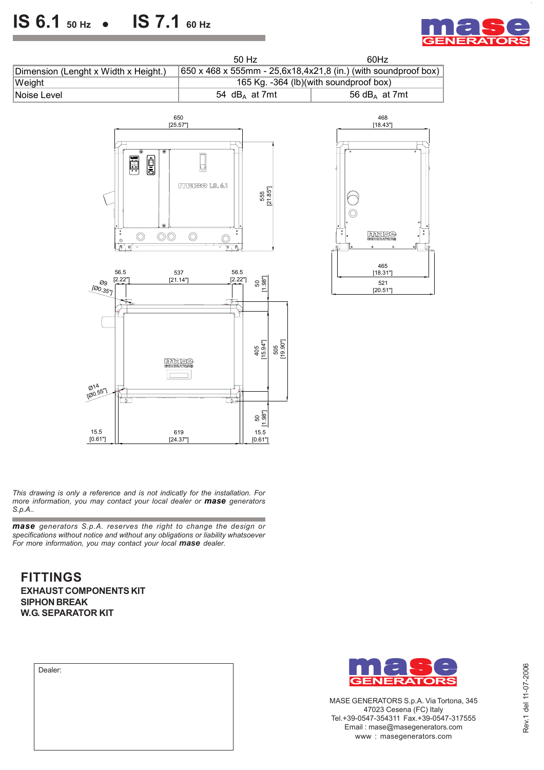# IS 6.1 50 Hz • IS 7.1 60 Hz

| | 50 Hz | 60Hz |
|---|---|---|
| Dimension (Lenght x Width x Height.) | 650 x 468 x 555mm - 25,6x18,4x21,8 (in.) (with soundproof box) | |
| Weight | 165 Kg. -364 (lb)(with soundproof box) | |
| Noise Level | 54 $dB_A$ at 7mt | 56 $dB_A$ at 7mt |

650
[25.57"]
555
[21.85"]
468
[18.43"]
465
[18.31"]
521
[20.51"]
56.5
[2.22"]
537
[21.14"]
56.5
[2.22"]
Ø9
[Ø0.35"]
50
[1.98"]
405
[15.94"]
505
[19.90"]
Ø14
[Ø0.55"]
50
[1.98"]
15.5
[0.61"]
619
[24.37"]
15.5
[0.61"]

*This drawing is only a reference and is not indicatly for the installation. For more information, you may contact your local dealer or **mase** generators S.p.A..*

***mase** generators S.p.A. reserves the right to change the design or specifications without notice and without any obligations or liability whatsoever For more information, you may contact your local **mase** dealer.*

## FITTINGS

**EXHAUST COMPONENTS KIT**
**SIPHON BREAK**
**W.G. SEPARATOR KIT**

Dealer:

MASE GENERATORS S.p.A. Via Tortona, 345
47023 Cesena (FC) Italy
Tel.+39-0547-354311 Fax.+39-0547-317555
Email : mase@masegenerators.com
www : masegenerators.com

Rev.1 del 11-07-2006